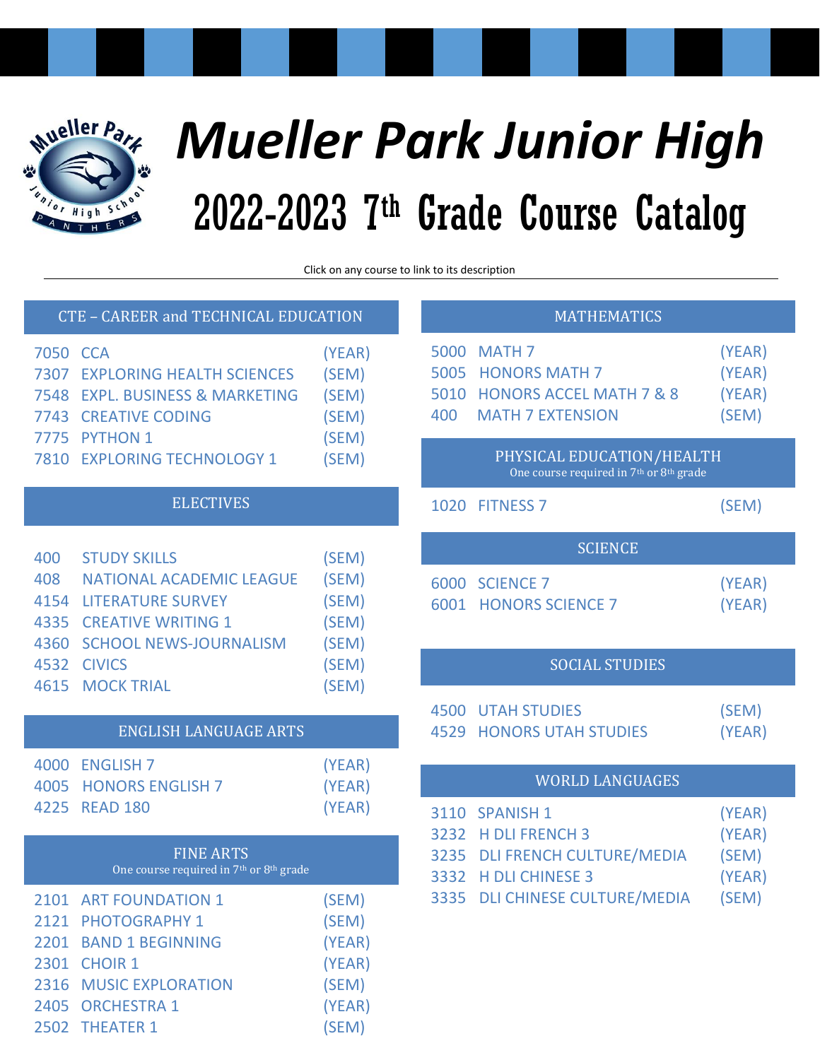# Mueller Park Junior High

## 2022-2023 7th Grade Course Catalog

Click on any course to link to its description

### CTE – CAREER and TECHNICAL EDUCATION

| | | |
|---|---|---|
| 7050 | CCA | (YEAR) |
| 7307 | EXPLORING HEALTH SCIENCES | (SEM) |
| 7548 | EXPL. BUSINESS & MARKETING | (SEM) |
| 7743 | CREATIVE CODING | (SEM) |
| 7775 | PYTHON 1 | (SEM) |
| 7810 | EXPLORING TECHNOLOGY 1 | (SEM) |

### ELECTIVES

| | | |
|---|---|---|
| 400 | STUDY SKILLS | (SEM) |
| 408 | NATIONAL ACADEMIC LEAGUE | (SEM) |
| 4154 | LITERATURE SURVEY | (SEM) |
| 4335 | CREATIVE WRITING 1 | (SEM) |
| 4360 | SCHOOL NEWS-JOURNALISM | (SEM) |
| 4532 | CIVICS | (SEM) |
| 4615 | MOCK TRIAL | (SEM) |

### ENGLISH LANGUAGE ARTS

| | | |
|---|---|---|
| 4000 | ENGLISH 7 | (YEAR) |
| 4005 | HONORS ENGLISH 7 | (YEAR) |
| 4225 | READ 180 | (YEAR) |

### FINE ARTS

One course required in 7th or 8th grade

| | | |
|---|---|---|
| 2101 | ART FOUNDATION 1 | (SEM) |
| 2121 | PHOTOGRAPHY 1 | (SEM) |
| 2201 | BAND 1 BEGINNING | (YEAR) |
| 2301 | CHOIR 1 | (YEAR) |
| 2316 | MUSIC EXPLORATION | (SEM) |
| 2405 | ORCHESTRA 1 | (YEAR) |
| 2502 | THEATER 1 | (SEM) |

### MATHEMATICS

| | | |
|---|---|---|
| 5000 | MATH 7 | (YEAR) |
| 5005 | HONORS MATH 7 | (YEAR) |
| 5010 | HONORS ACCEL MATH 7 & 8 | (YEAR) |
| 400 | MATH 7 EXTENSION | (SEM) |

### PHYSICAL EDUCATION/HEALTH

One course required in 7th or 8th grade

| | | |
|---|---|---|
| 1020 | FITNESS 7 | (SEM) |

### SCIENCE

| | | |
|---|---|---|
| 6000 | SCIENCE 7 | (YEAR) |
| 6001 | HONORS SCIENCE 7 | (YEAR) |

### SOCIAL STUDIES

| | | |
|---|---|---|
| 4500 | UTAH STUDIES | (SEM) |
| 4529 | HONORS UTAH STUDIES | (YEAR) |

### WORLD LANGUAGES

| | | |
|---|---|---|
| 3110 | SPANISH 1 | (YEAR) |
| 3232 | H DLI FRENCH 3 | (YEAR) |
| 3235 | DLI FRENCH CULTURE/MEDIA | (SEM) |
| 3332 | H DLI CHINESE 3 | (YEAR) |
| 3335 | DLI CHINESE CULTURE/MEDIA | (SEM) |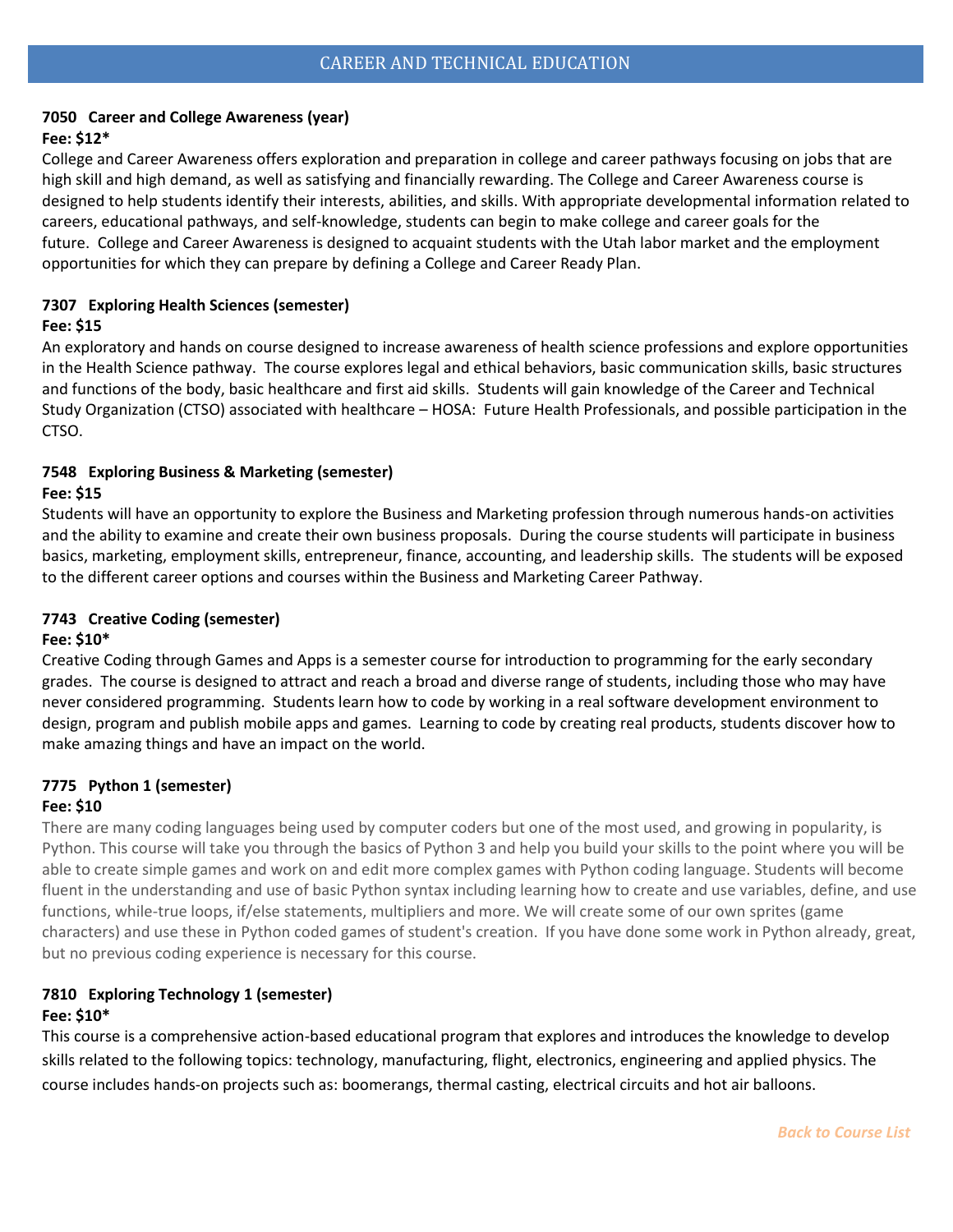## CAREER AND TECHNICAL EDUCATION

### 7050 Career and College Awareness (year)

**Fee: $12***

College and Career Awareness offers exploration and preparation in college and career pathways focusing on jobs that are high skill and high demand, as well as satisfying and financially rewarding. The College and Career Awareness course is designed to help students identify their interests, abilities, and skills. With appropriate developmental information related to careers, educational pathways, and self-knowledge, students can begin to make college and career goals for the future. College and Career Awareness is designed to acquaint students with the Utah labor market and the employment opportunities for which they can prepare by defining a College and Career Ready Plan.

### 7307 Exploring Health Sciences (semester)

**Fee: $15**

An exploratory and hands on course designed to increase awareness of health science professions and explore opportunities in the Health Science pathway. The course explores legal and ethical behaviors, basic communication skills, basic structures and functions of the body, basic healthcare and first aid skills. Students will gain knowledge of the Career and Technical Study Organization (CTSO) associated with healthcare – HOSA: Future Health Professionals, and possible participation in the CTSO.

### 7548 Exploring Business & Marketing (semester)

**Fee: $15**

Students will have an opportunity to explore the Business and Marketing profession through numerous hands-on activities and the ability to examine and create their own business proposals. During the course students will participate in business basics, marketing, employment skills, entrepreneur, finance, accounting, and leadership skills. The students will be exposed to the different career options and courses within the Business and Marketing Career Pathway.

### 7743 Creative Coding (semester)

**Fee: $10***

Creative Coding through Games and Apps is a semester course for introduction to programming for the early secondary grades. The course is designed to attract and reach a broad and diverse range of students, including those who may have never considered programming. Students learn how to code by working in a real software development environment to design, program and publish mobile apps and games. Learning to code by creating real products, students discover how to make amazing things and have an impact on the world.

### 7775 Python 1 (semester)

**Fee: $10**

There are many coding languages being used by computer coders but one of the most used, and growing in popularity, is Python. This course will take you through the basics of Python 3 and help you build your skills to the point where you will be able to create simple games and work on and edit more complex games with Python coding language. Students will become fluent in the understanding and use of basic Python syntax including learning how to create and use variables, define, and use functions, while-true loops, if/else statements, multipliers and more. We will create some of our own sprites (game characters) and use these in Python coded games of student's creation. If you have done some work in Python already, great, but no previous coding experience is necessary for this course.

### 7810 Exploring Technology 1 (semester)

**Fee: $10***

This course is a comprehensive action-based educational program that explores and introduces the knowledge to develop skills related to the following topics: technology, manufacturing, flight, electronics, engineering and applied physics. The course includes hands-on projects such as: boomerangs, thermal casting, electrical circuits and hot air balloons.

*Back to Course List*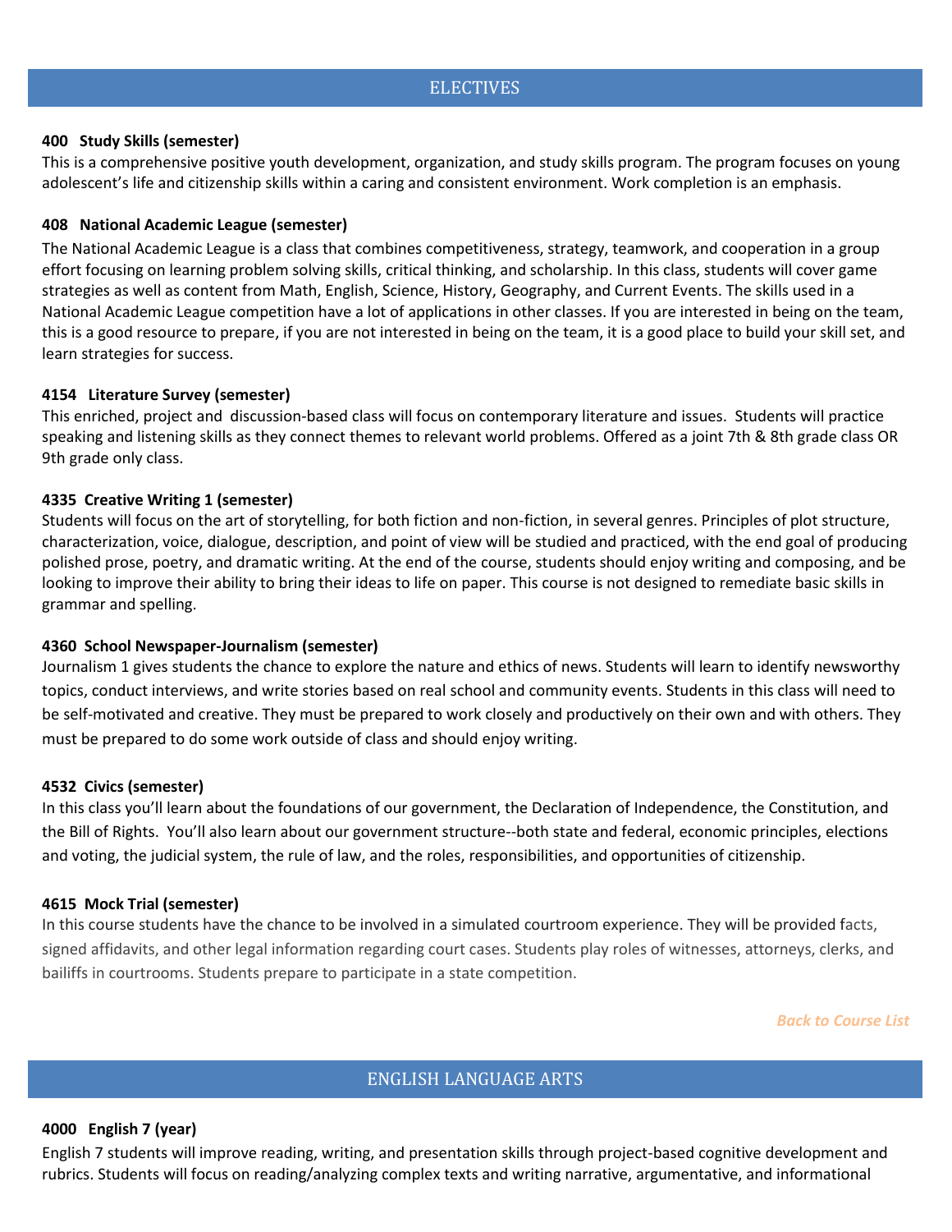## ELECTIVES

**400 Study Skills (semester)**

This is a comprehensive positive youth development, organization, and study skills program. The program focuses on young adolescent's life and citizenship skills within a caring and consistent environment. Work completion is an emphasis.

**408 National Academic League (semester)**

The National Academic League is a class that combines competitiveness, strategy, teamwork, and cooperation in a group effort focusing on learning problem solving skills, critical thinking, and scholarship. In this class, students will cover game strategies as well as content from Math, English, Science, History, Geography, and Current Events. The skills used in a National Academic League competition have a lot of applications in other classes. If you are interested in being on the team, this is a good resource to prepare, if you are not interested in being on the team, it is a good place to build your skill set, and learn strategies for success.

**4154 Literature Survey (semester)**

This enriched, project and discussion-based class will focus on contemporary literature and issues. Students will practice speaking and listening skills as they connect themes to relevant world problems. Offered as a joint 7th & 8th grade class OR 9th grade only class.

**4335 Creative Writing 1 (semester)**

Students will focus on the art of storytelling, for both fiction and non-fiction, in several genres. Principles of plot structure, characterization, voice, dialogue, description, and point of view will be studied and practiced, with the end goal of producing polished prose, poetry, and dramatic writing. At the end of the course, students should enjoy writing and composing, and be looking to improve their ability to bring their ideas to life on paper. This course is not designed to remediate basic skills in grammar and spelling.

**4360 School Newspaper-Journalism (semester)**

Journalism 1 gives students the chance to explore the nature and ethics of news. Students will learn to identify newsworthy topics, conduct interviews, and write stories based on real school and community events. Students in this class will need to be self-motivated and creative. They must be prepared to work closely and productively on their own and with others. They must be prepared to do some work outside of class and should enjoy writing.

**4532 Civics (semester)**

In this class you'll learn about the foundations of our government, the Declaration of Independence, the Constitution, and the Bill of Rights. You'll also learn about our government structure--both state and federal, economic principles, elections and voting, the judicial system, the rule of law, and the roles, responsibilities, and opportunities of citizenship.

**4615 Mock Trial (semester)**

In this course students have the chance to be involved in a simulated courtroom experience. They will be provided facts, signed affidavits, and other legal information regarding court cases. Students play roles of witnesses, attorneys, clerks, and bailiffs in courtrooms. Students prepare to participate in a state competition.

*Back to Course List*

## ENGLISH LANGUAGE ARTS

**4000 English 7 (year)**

English 7 students will improve reading, writing, and presentation skills through project-based cognitive development and rubrics. Students will focus on reading/analyzing complex texts and writing narrative, argumentative, and informational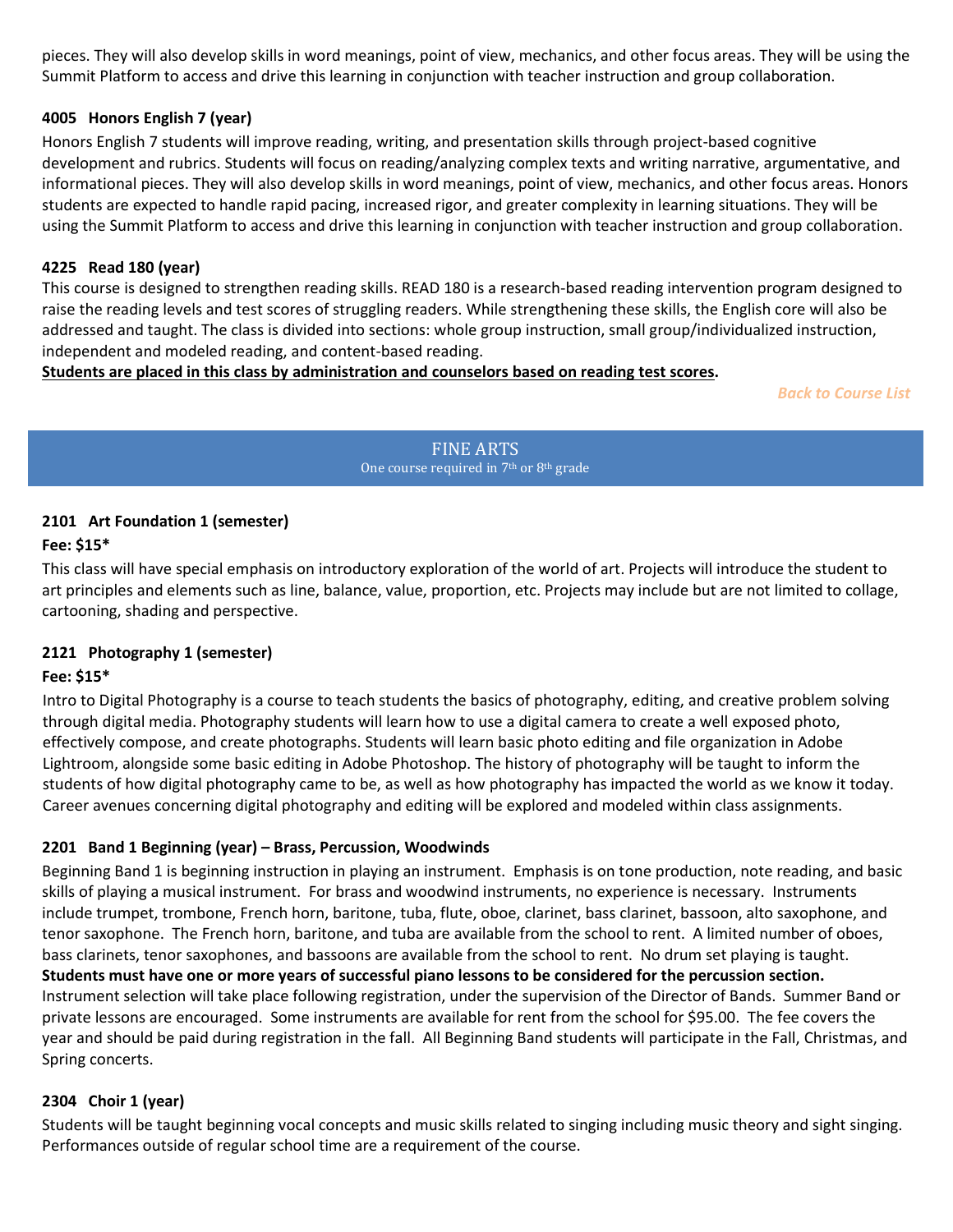pieces. They will also develop skills in word meanings, point of view, mechanics, and other focus areas. They will be using the Summit Platform to access and drive this learning in conjunction with teacher instruction and group collaboration.

### 4005 Honors English 7 (year)

Honors English 7 students will improve reading, writing, and presentation skills through project-based cognitive development and rubrics. Students will focus on reading/analyzing complex texts and writing narrative, argumentative, and informational pieces. They will also develop skills in word meanings, point of view, mechanics, and other focus areas. Honors students are expected to handle rapid pacing, increased rigor, and greater complexity in learning situations. They will be using the Summit Platform to access and drive this learning in conjunction with teacher instruction and group collaboration.

### 4225 Read 180 (year)

This course is designed to strengthen reading skills. READ 180 is a research-based reading intervention program designed to raise the reading levels and test scores of struggling readers. While strengthening these skills, the English core will also be addressed and taught. The class is divided into sections: whole group instruction, small group/individualized instruction, independent and modeled reading, and content-based reading.

**Students are placed in this class by administration and counselors based on reading test scores.**

*Back to Course List*

## FINE ARTS

One course required in 7th or 8th grade

### 2101 Art Foundation 1 (semester)

**Fee: $15***

This class will have special emphasis on introductory exploration of the world of art. Projects will introduce the student to art principles and elements such as line, balance, value, proportion, etc. Projects may include but are not limited to collage, cartooning, shading and perspective.

### 2121 Photography 1 (semester)

**Fee: $15***

Intro to Digital Photography is a course to teach students the basics of photography, editing, and creative problem solving through digital media. Photography students will learn how to use a digital camera to create a well exposed photo, effectively compose, and create photographs. Students will learn basic photo editing and file organization in Adobe Lightroom, alongside some basic editing in Adobe Photoshop. The history of photography will be taught to inform the students of how digital photography came to be, as well as how photography has impacted the world as we know it today. Career avenues concerning digital photography and editing will be explored and modeled within class assignments.

### 2201 Band 1 Beginning (year) – Brass, Percussion, Woodwinds

Beginning Band 1 is beginning instruction in playing an instrument. Emphasis is on tone production, note reading, and basic skills of playing a musical instrument. For brass and woodwind instruments, no experience is necessary. Instruments include trumpet, trombone, French horn, baritone, tuba, flute, oboe, clarinet, bass clarinet, bassoon, alto saxophone, and tenor saxophone. The French horn, baritone, and tuba are available from the school to rent. A limited number of oboes, bass clarinets, tenor saxophones, and bassoons are available from the school to rent. No drum set playing is taught. **Students must have one or more years of successful piano lessons to be considered for the percussion section.** Instrument selection will take place following registration, under the supervision of the Director of Bands. Summer Band or private lessons are encouraged. Some instruments are available for rent from the school for $95.00. The fee covers the year and should be paid during registration in the fall. All Beginning Band students will participate in the Fall, Christmas, and Spring concerts.

### 2304 Choir 1 (year)

Students will be taught beginning vocal concepts and music skills related to singing including music theory and sight singing. Performances outside of regular school time are a requirement of the course.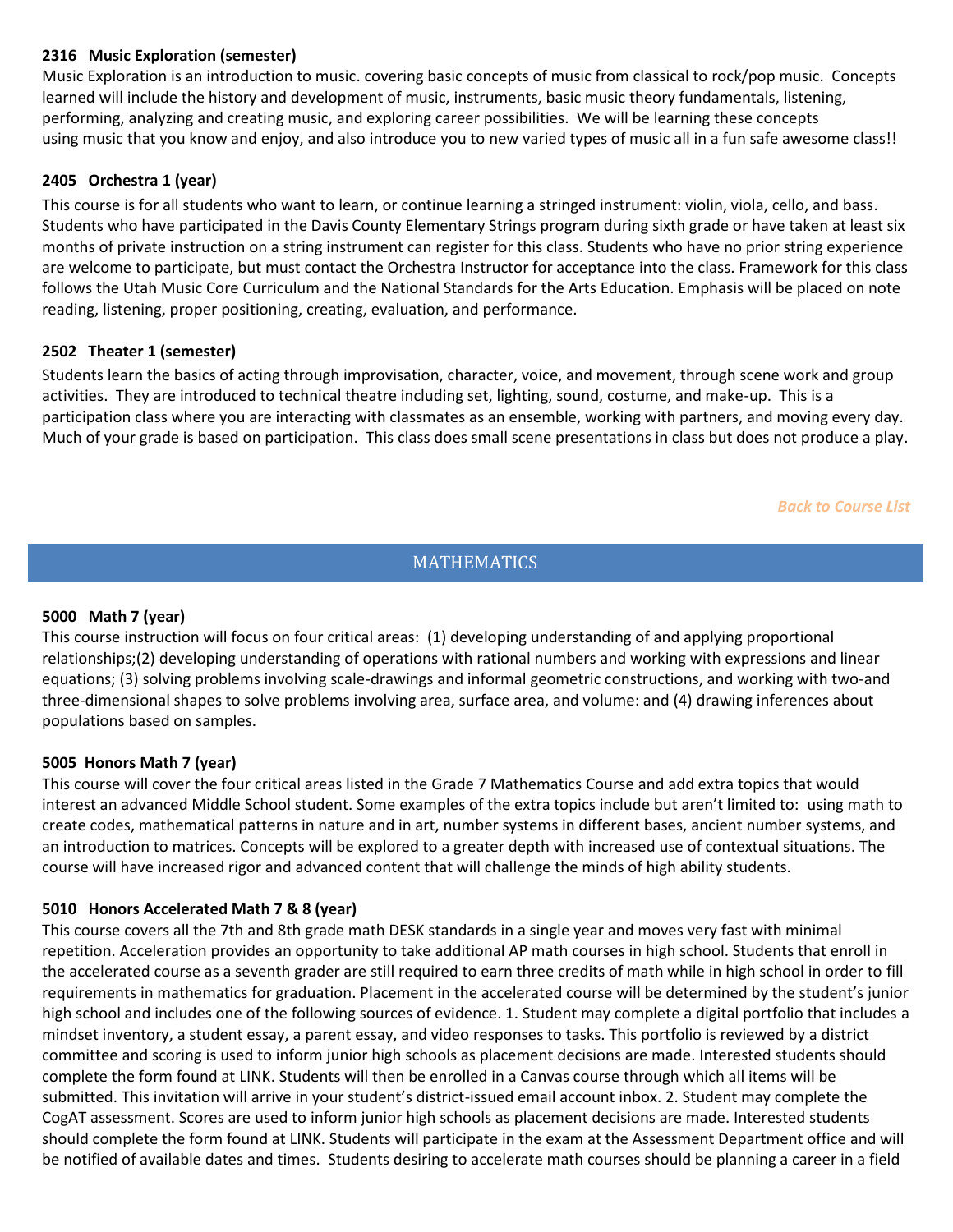#### 2316 Music Exploration (semester)

Music Exploration is an introduction to music. covering basic concepts of music from classical to rock/pop music. Concepts learned will include the history and development of music, instruments, basic music theory fundamentals, listening, performing, analyzing and creating music, and exploring career possibilities. We will be learning these concepts using music that you know and enjoy, and also introduce you to new varied types of music all in a fun safe awesome class!!

#### 2405 Orchestra 1 (year)

This course is for all students who want to learn, or continue learning a stringed instrument: violin, viola, cello, and bass. Students who have participated in the Davis County Elementary Strings program during sixth grade or have taken at least six months of private instruction on a string instrument can register for this class. Students who have no prior string experience are welcome to participate, but must contact the Orchestra Instructor for acceptance into the class. Framework for this class follows the Utah Music Core Curriculum and the National Standards for the Arts Education. Emphasis will be placed on note reading, listening, proper positioning, creating, evaluation, and performance.

#### 2502 Theater 1 (semester)

Students learn the basics of acting through improvisation, character, voice, and movement, through scene work and group activities. They are introduced to technical theatre including set, lighting, sound, costume, and make-up. This is a participation class where you are interacting with classmates as an ensemble, working with partners, and moving every day. Much of your grade is based on participation. This class does small scene presentations in class but does not produce a play.

*Back to Course List*

## MATHEMATICS

#### 5000 Math 7 (year)

This course instruction will focus on four critical areas: (1) developing understanding of and applying proportional relationships;(2) developing understanding of operations with rational numbers and working with expressions and linear equations; (3) solving problems involving scale-drawings and informal geometric constructions, and working with two-and three-dimensional shapes to solve problems involving area, surface area, and volume: and (4) drawing inferences about populations based on samples.

#### 5005 Honors Math 7 (year)

This course will cover the four critical areas listed in the Grade 7 Mathematics Course and add extra topics that would interest an advanced Middle School student. Some examples of the extra topics include but aren't limited to: using math to create codes, mathematical patterns in nature and in art, number systems in different bases, ancient number systems, and an introduction to matrices. Concepts will be explored to a greater depth with increased use of contextual situations. The course will have increased rigor and advanced content that will challenge the minds of high ability students.

#### 5010 Honors Accelerated Math 7 & 8 (year)

This course covers all the 7th and 8th grade math DESK standards in a single year and moves very fast with minimal repetition. Acceleration provides an opportunity to take additional AP math courses in high school. Students that enroll in the accelerated course as a seventh grader are still required to earn three credits of math while in high school in order to fill requirements in mathematics for graduation. Placement in the accelerated course will be determined by the student's junior high school and includes one of the following sources of evidence. 1. Student may complete a digital portfolio that includes a mindset inventory, a student essay, a parent essay, and video responses to tasks. This portfolio is reviewed by a district committee and scoring is used to inform junior high schools as placement decisions are made. Interested students should complete the form found at LINK. Students will then be enrolled in a Canvas course through which all items will be submitted. This invitation will arrive in your student's district-issued email account inbox. 2. Student may complete the CogAT assessment. Scores are used to inform junior high schools as placement decisions are made. Interested students should complete the form found at LINK. Students will participate in the exam at the Assessment Department office and will be notified of available dates and times. Students desiring to accelerate math courses should be planning a career in a field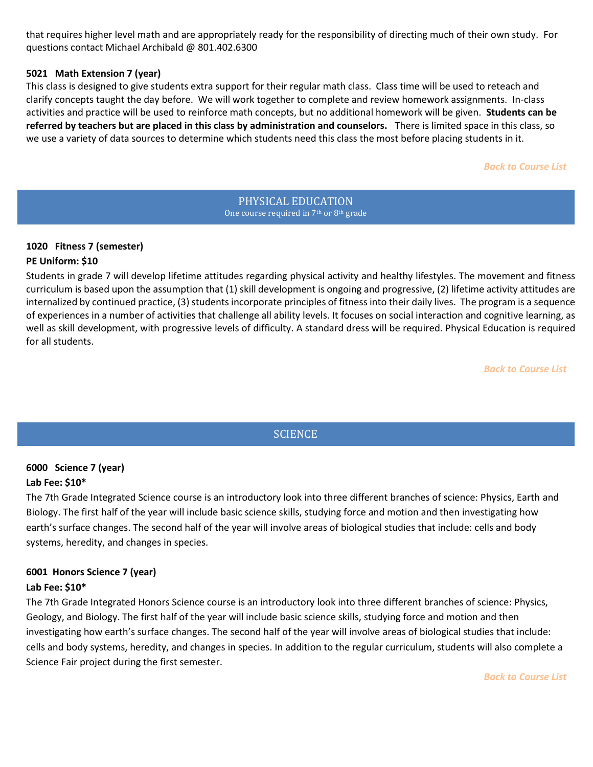that requires higher level math and are appropriately ready for the responsibility of directing much of their own study. For questions contact Michael Archibald @ 801.402.6300

### 5021 Math Extension 7 (year)

This class is designed to give students extra support for their regular math class. Class time will be used to reteach and clarify concepts taught the day before. We will work together to complete and review homework assignments. In-class activities and practice will be used to reinforce math concepts, but no additional homework will be given. **Students can be referred by teachers but are placed in this class by administration and counselors.** There is limited space in this class, so we use a variety of data sources to determine which students need this class the most before placing students in it.

*Back to Course List*

## PHYSICAL EDUCATION

One course required in 7th or 8th grade

### 1020 Fitness 7 (semester)

**PE Uniform: $10**

Students in grade 7 will develop lifetime attitudes regarding physical activity and healthy lifestyles. The movement and fitness curriculum is based upon the assumption that (1) skill development is ongoing and progressive, (2) lifetime activity attitudes are internalized by continued practice, (3) students incorporate principles of fitness into their daily lives. The program is a sequence of experiences in a number of activities that challenge all ability levels. It focuses on social interaction and cognitive learning, as well as skill development, with progressive levels of difficulty. A standard dress will be required. Physical Education is required for all students.

*Back to Course List*

## SCIENCE

### 6000 Science 7 (year)

**Lab Fee: $10***

The 7th Grade Integrated Science course is an introductory look into three different branches of science: Physics, Earth and Biology. The first half of the year will include basic science skills, studying force and motion and then investigating how earth's surface changes. The second half of the year will involve areas of biological studies that include: cells and body systems, heredity, and changes in species.

### 6001 Honors Science 7 (year)

**Lab Fee: $10***

The 7th Grade Integrated Honors Science course is an introductory look into three different branches of science: Physics, Geology, and Biology. The first half of the year will include basic science skills, studying force and motion and then investigating how earth's surface changes. The second half of the year will involve areas of biological studies that include: cells and body systems, heredity, and changes in species. In addition to the regular curriculum, students will also complete a Science Fair project during the first semester.

*Back to Course List*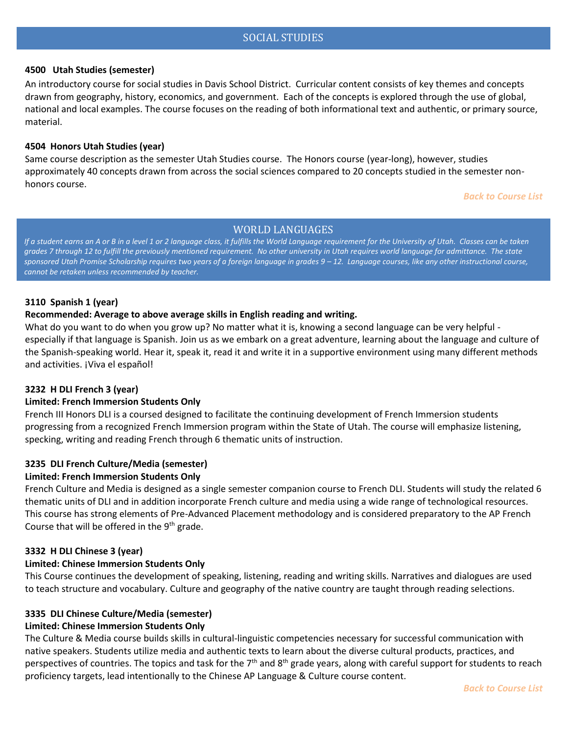## SOCIAL STUDIES

**4500 Utah Studies (semester)**

An introductory course for social studies in Davis School District. Curricular content consists of key themes and concepts drawn from geography, history, economics, and government. Each of the concepts is explored through the use of global, national and local examples. The course focuses on the reading of both informational text and authentic, or primary source, material.

**4504 Honors Utah Studies (year)**

Same course description as the semester Utah Studies course. The Honors course (year-long), however, studies approximately 40 concepts drawn from across the social sciences compared to 20 concepts studied in the semester non-honors course.

*Back to Course List*

## WORLD LANGUAGES

*If a student earns an A or B in a level 1 or 2 language class, it fulfills the World Language requirement for the University of Utah. Classes can be taken grades 7 through 12 to fulfill the previously mentioned requirement. No other university in Utah requires world language for admittance. The state sponsored Utah Promise Scholarship requires two years of a foreign language in grades 9 – 12. Language courses, like any other instructional course, cannot be retaken unless recommended by teacher.*

**3110 Spanish 1 (year)**

**Recommended: Average to above average skills in English reading and writing.**

What do you want to do when you grow up? No matter what it is, knowing a second language can be very helpful - especially if that language is Spanish. Join us as we embark on a great adventure, learning about the language and culture of the Spanish-speaking world. Hear it, speak it, read it and write it in a supportive environment using many different methods and activities. ¡Viva el español!

**3232 H DLI French 3 (year)**

**Limited: French Immersion Students Only**

French III Honors DLI is a coursed designed to facilitate the continuing development of French Immersion students progressing from a recognized French Immersion program within the State of Utah. The course will emphasize listening, specking, writing and reading French through 6 thematic units of instruction.

**3235 DLI French Culture/Media (semester)**

**Limited: French Immersion Students Only**

French Culture and Media is designed as a single semester companion course to French DLI. Students will study the related 6 thematic units of DLI and in addition incorporate French culture and media using a wide range of technological resources. This course has strong elements of Pre-Advanced Placement methodology and is considered preparatory to the AP French Course that will be offered in the 9th grade.

**3332 H DLI Chinese 3 (year)**

**Limited: Chinese Immersion Students Only**

This Course continues the development of speaking, listening, reading and writing skills. Narratives and dialogues are used to teach structure and vocabulary. Culture and geography of the native country are taught through reading selections.

**3335 DLI Chinese Culture/Media (semester)**

**Limited: Chinese Immersion Students Only**

The Culture & Media course builds skills in cultural-linguistic competencies necessary for successful communication with native speakers. Students utilize media and authentic texts to learn about the diverse cultural products, practices, and perspectives of countries. The topics and task for the 7th and 8th grade years, along with careful support for students to reach proficiency targets, lead intentionally to the Chinese AP Language & Culture course content.

*Back to Course List*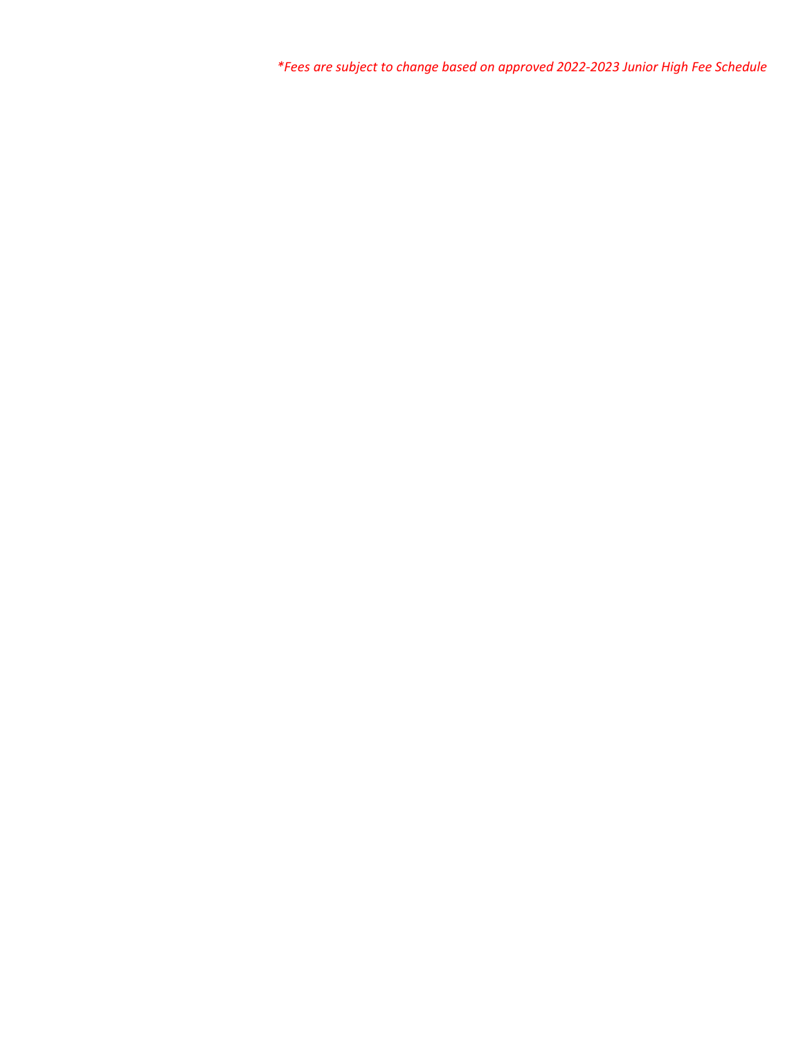*\*Fees are subject to change based on approved 2022-2023 Junior High Fee Schedule*

**

*\*Fees*